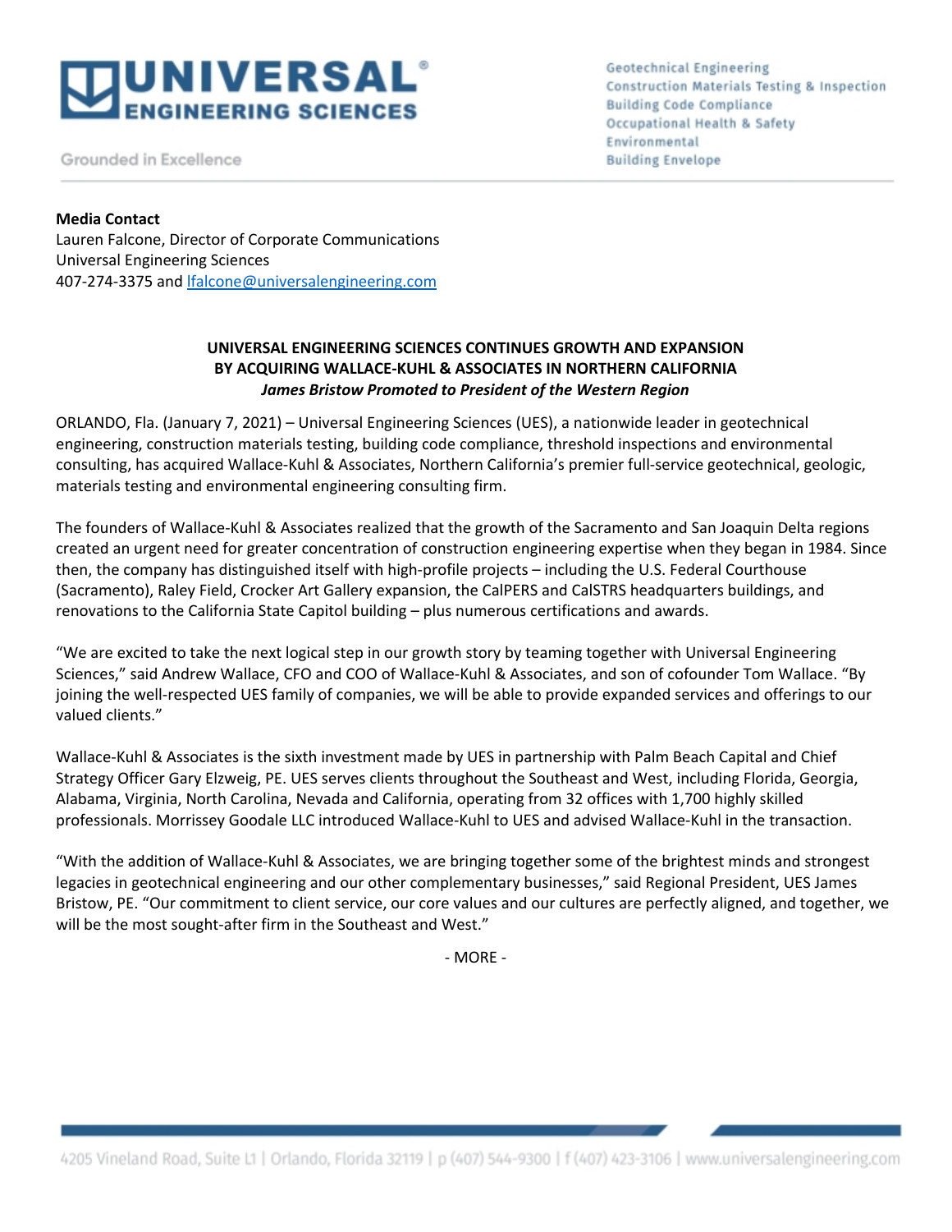# UNIVERSAL® ENGINEERING SCIENCES

Grounded in Excellence

Geotechnical Engineering
Construction Materials Testing & Inspection
Building Code Compliance
Occupational Health & Safety
Environmental
Building Envelope

**Media Contact**
Lauren Falcone, Director of Corporate Communications
Universal Engineering Sciences
407-274-3375 and lfalcone@universalengineering.com

## UNIVERSAL ENGINEERING SCIENCES CONTINUES GROWTH AND EXPANSION BY ACQUIRING WALLACE-KUHL & ASSOCIATES IN NORTHERN CALIFORNIA

***James Bristow Promoted to President of the Western Region***

ORLANDO, Fla. (January 7, 2021) – Universal Engineering Sciences (UES), a nationwide leader in geotechnical engineering, construction materials testing, building code compliance, threshold inspections and environmental consulting, has acquired Wallace-Kuhl & Associates, Northern California's premier full-service geotechnical, geologic, materials testing and environmental engineering consulting firm.

The founders of Wallace-Kuhl & Associates realized that the growth of the Sacramento and San Joaquin Delta regions created an urgent need for greater concentration of construction engineering expertise when they began in 1984. Since then, the company has distinguished itself with high-profile projects – including the U.S. Federal Courthouse (Sacramento), Raley Field, Crocker Art Gallery expansion, the CalPERS and CalSTRS headquarters buildings, and renovations to the California State Capitol building – plus numerous certifications and awards.

"We are excited to take the next logical step in our growth story by teaming together with Universal Engineering Sciences," said Andrew Wallace, CFO and COO of Wallace-Kuhl & Associates, and son of cofounder Tom Wallace. "By joining the well-respected UES family of companies, we will be able to provide expanded services and offerings to our valued clients."

Wallace-Kuhl & Associates is the sixth investment made by UES in partnership with Palm Beach Capital and Chief Strategy Officer Gary Elzweig, PE. UES serves clients throughout the Southeast and West, including Florida, Georgia, Alabama, Virginia, North Carolina, Nevada and California, operating from 32 offices with 1,700 highly skilled professionals. Morrissey Goodale LLC introduced Wallace-Kuhl to UES and advised Wallace-Kuhl in the transaction.

"With the addition of Wallace-Kuhl & Associates, we are bringing together some of the brightest minds and strongest legacies in geotechnical engineering and our other complementary businesses," said Regional President, UES James Bristow, PE. "Our commitment to client service, our core values and our cultures are perfectly aligned, and together, we will be the most sought-after firm in the Southeast and West."

- MORE -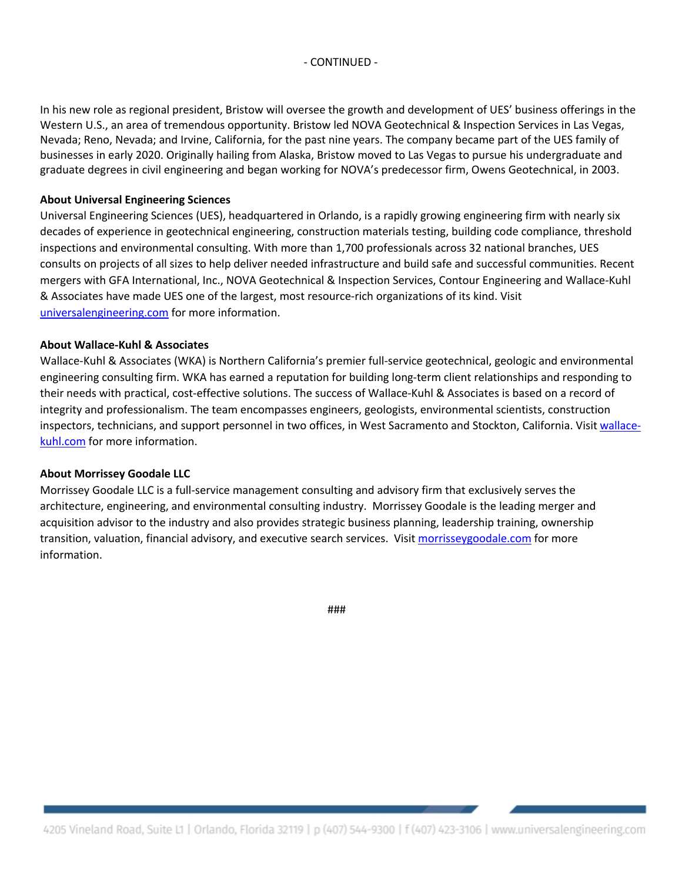- CONTINUED -

In his new role as regional president, Bristow will oversee the growth and development of UES' business offerings in the Western U.S., an area of tremendous opportunity. Bristow led NOVA Geotechnical & Inspection Services in Las Vegas, Nevada; Reno, Nevada; and Irvine, California, for the past nine years. The company became part of the UES family of businesses in early 2020. Originally hailing from Alaska, Bristow moved to Las Vegas to pursue his undergraduate and graduate degrees in civil engineering and began working for NOVA's predecessor firm, Owens Geotechnical, in 2003.

**About Universal Engineering Sciences**

Universal Engineering Sciences (UES), headquartered in Orlando, is a rapidly growing engineering firm with nearly six decades of experience in geotechnical engineering, construction materials testing, building code compliance, threshold inspections and environmental consulting. With more than 1,700 professionals across 32 national branches, UES consults on projects of all sizes to help deliver needed infrastructure and build safe and successful communities. Recent mergers with GFA International, Inc., NOVA Geotechnical & Inspection Services, Contour Engineering and Wallace-Kuhl & Associates have made UES one of the largest, most resource-rich organizations of its kind. Visit universalengineering.com for more information.

**About Wallace-Kuhl & Associates**

Wallace-Kuhl & Associates (WKA) is Northern California's premier full-service geotechnical, geologic and environmental engineering consulting firm. WKA has earned a reputation for building long-term client relationships and responding to their needs with practical, cost-effective solutions. The success of Wallace-Kuhl & Associates is based on a record of integrity and professionalism. The team encompasses engineers, geologists, environmental scientists, construction inspectors, technicians, and support personnel in two offices, in West Sacramento and Stockton, California. Visit wallace-kuhl.com for more information.

**About Morrissey Goodale LLC**

Morrissey Goodale LLC is a full-service management consulting and advisory firm that exclusively serves the architecture, engineering, and environmental consulting industry. Morrissey Goodale is the leading merger and acquisition advisor to the industry and also provides strategic business planning, leadership training, ownership transition, valuation, financial advisory, and executive search services. Visit morrisseygoodale.com for more information.

###